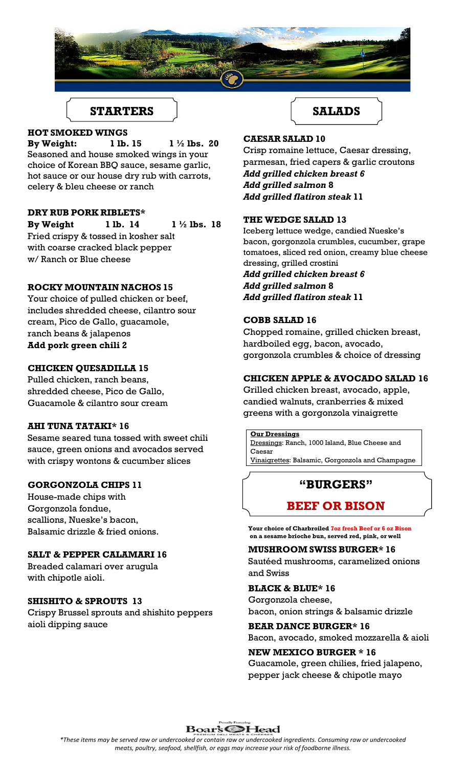## STARTERS

**HOT SMOKED WINGS**
**By Weight: 1 lb. 15 1 ½ lbs. 20**
Seasoned and house smoked wings in your choice of Korean BBQ sauce, sesame garlic, hot sauce or our house dry rub with carrots, celery & bleu cheese or ranch

**DRY RUB PORK RIBLETS***
**By Weight 1 lb. 14 1 ½ lbs. 18**
Fried crispy & tossed in kosher salt with coarse cracked black pepper w/ Ranch or Blue cheese

**ROCKY MOUNTAIN NACHOS 15**
Your choice of pulled chicken or beef, includes shredded cheese, cilantro sour cream, Pico de Gallo, guacamole, ranch beans & jalapenos
**Add pork green chili 2**

**CHICKEN QUESADILLA 15**
Pulled chicken, ranch beans, shredded cheese, Pico de Gallo, Guacamole & cilantro sour cream

**AHI TUNA TATAKI* 16**
Sesame seared tuna tossed with sweet chili sauce, green onions and avocados served with crispy wontons & cucumber slices

**GORGONZOLA CHIPS 11**
House-made chips with Gorgonzola fondue, scallions, Nueske's bacon, Balsamic drizzle & fried onions.

**SALT & PEPPER CALAMARI 16**
Breaded calamari over arugula with chipotle aioli.

**SHISHITO & SPROUTS 13**
Crispy Brussel sprouts and shishito peppers aioli dipping sauce

## SALADS

**CAESAR SALAD 10**
Crisp romaine lettuce, Caesar dressing, parmesan, fried capers & garlic croutons
***Add grilled chicken breast 6***
***Add grilled salmon* 8**
***Add grilled flatiron steak* 11**

**THE WEDGE SALAD 13**
Iceberg lettuce wedge, candied Nueske's bacon, gorgonzola crumbles, cucumber, grape tomatoes, sliced red onion, creamy blue cheese dressing, grilled crostini
***Add grilled chicken breast 6***
***Add grilled salmon* 8**
***Add grilled flatiron steak* 11**

**COBB SALAD 16**
Chopped romaine, grilled chicken breast, hardboiled egg, bacon, avocado, gorgonzola crumbles & choice of dressing

**CHICKEN APPLE & AVOCADO SALAD 16**
Grilled chicken breast, avocado, apple, candied walnuts, cranberries & mixed greens with a gorgonzola vinaigrette

**Our Dressings**
Dressings: Ranch, 1000 Island, Blue Cheese and Caesar
Vinaigrettes: Balsamic, Gorgonzola and Champagne

## "BURGERS"

## BEEF OR BISON

**Your choice of Charbroiled 7oz fresh Beef or 6 oz Bison on a sesame brioche bun, served red, pink, or well**

**MUSHROOM SWISS BURGER* 16**
Sautéed mushrooms, caramelized onions and Swiss

**BLACK & BLUE* 16**
Gorgonzola cheese, bacon, onion strings & balsamic drizzle

**BEAR DANCE BURGER* 16**
Bacon, avocado, smoked mozzarella & aioli

**NEW MEXICO BURGER * 16**
Guacamole, green chilies, fried jalapeno, pepper jack cheese & chipotle mayo

Proudly Featuring Boar's Head Premium Deli Meats & Cheeses

*These items may be served raw or undercooked or contain raw or undercooked ingredients. Consuming raw or undercooked meats, poultry, seafood, shellfish, or eggs may increase your risk of foodborne illness.*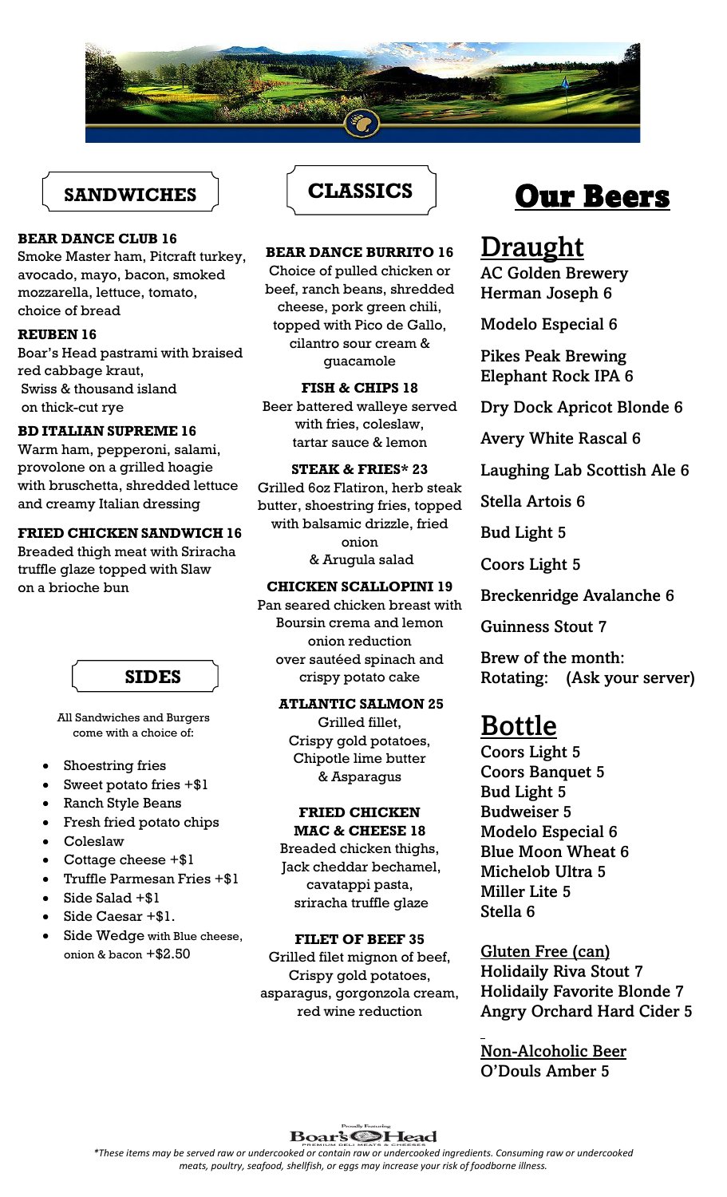## SANDWICHES

**BEAR DANCE CLUB 16**
Smoke Master ham, Pitcraft turkey, avocado, mayo, bacon, smoked mozzarella, lettuce, tomato, choice of bread

**REUBEN 16**
Boar's Head pastrami with braised red cabbage kraut, Swiss & thousand island on thick-cut rye

**BD ITALIAN SUPREME 16**
Warm ham, pepperoni, salami, provolone on a grilled hoagie with bruschetta, shredded lettuce and creamy Italian dressing

**FRIED CHICKEN SANDWICH 16**
Breaded thigh meat with Sriracha truffle glaze topped with Slaw on a brioche bun

## SIDES

All Sandwiches and Burgers come with a choice of:

- Shoestring fries
- Sweet potato fries +$1
- Ranch Style Beans
- Fresh fried potato chips
- Coleslaw
- Cottage cheese +$1
- Truffle Parmesan Fries +$1
- Side Salad +$1
- Side Caesar +$1.
- Side Wedge with Blue cheese, onion & bacon +$2.50

## CLASSICS

**BEAR DANCE BURRITO 16**
Choice of pulled chicken or beef, ranch beans, shredded cheese, pork green chili, topped with Pico de Gallo, cilantro sour cream & guacamole

**FISH & CHIPS 18**
Beer battered walleye served with fries, coleslaw, tartar sauce & lemon

**STEAK & FRIES* 23**
Grilled 6oz Flatiron, herb steak butter, shoestring fries, topped with balsamic drizzle, fried onion & Arugula salad

**CHICKEN SCALLOPINI 19**
Pan seared chicken breast with Boursin crema and lemon onion reduction over sautéed spinach and crispy potato cake

**ATLANTIC SALMON 25**
Grilled fillet, Crispy gold potatoes, Chipotle lime butter & Asparagus

**FRIED CHICKEN MAC & CHEESE 18**
Breaded chicken thighs, Jack cheddar bechamel, cavatappi pasta, sriracha truffle glaze

**FILET OF BEEF 35**
Grilled filet mignon of beef, Crispy gold potatoes, asparagus, gorgonzola cream, red wine reduction

# Our Beers

## Draught

AC Golden Brewery Herman Joseph 6

Modelo Especial 6

Pikes Peak Brewing Elephant Rock IPA 6

Dry Dock Apricot Blonde 6

Avery White Rascal 6

Laughing Lab Scottish Ale 6

Stella Artois 6

Bud Light 5

Coors Light 5

Breckenridge Avalanche 6

Guinness Stout 7

Brew of the month:
Rotating: (Ask your server)

## Bottle

Coors Light 5
Coors Banquet 5
Bud Light 5
Budweiser 5
Modelo Especial 6
Blue Moon Wheat 6
Michelob Ultra 5
Miller Lite 5
Stella 6

**Gluten Free (can)**
Holidaily Riva Stout 7
Holidaily Favorite Blonde 7
Angry Orchard Hard Cider 5

**Non-Alcoholic Beer**
O'Douls Amber 5

Proudly Featuring Boar's Head Premium Deli Meats & Cheeses

*These items may be served raw or undercooked or contain raw or undercooked ingredients. Consuming raw or undercooked meats, poultry, seafood, shellfish, or eggs may increase your risk of foodborne illness.*